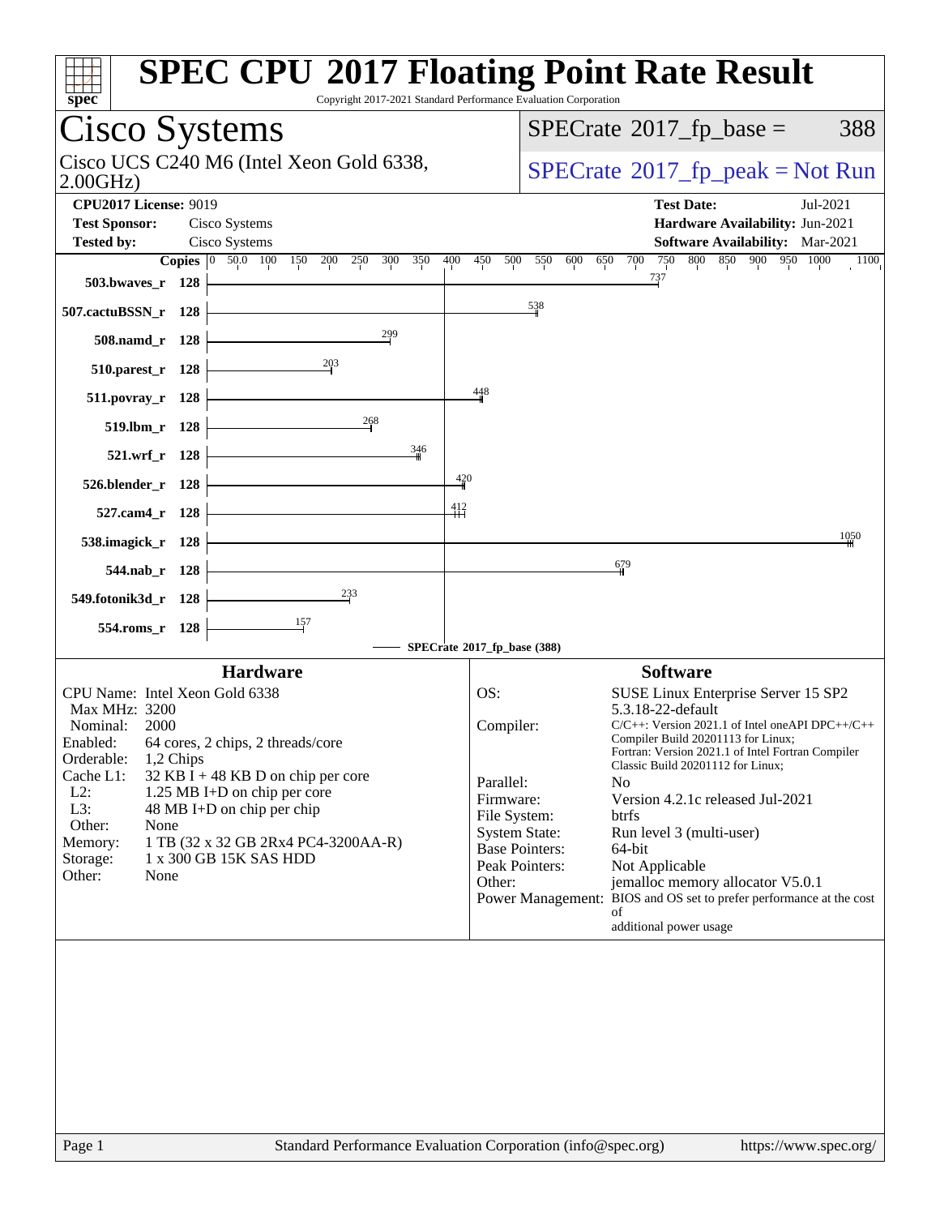# SPEC CPU 2017 Floating Point Rate Result

Copyright 2017-2021 Standard Performance Evaluation Corporation

## Cisco Systems

Cisco UCS C240 M6 (Intel Xeon Gold 6338, 2.00GHz)

SPECrate 2017_fp_base = 388

SPECrate 2017_fp_peak = Not Run

**CPU2017 License:** 9019
**Test Sponsor:** Cisco Systems
**Tested by:** Cisco Systems

**Test Date:** Jul-2021
**Hardware Availability:** Jun-2021
**Software Availability:** Mar-2021

| Benchmark | Copies | Base |
|---|---|---|
| 503.bwaves_r | 128 | 737 |
| 507.cactuBSSN_r | 128 | 538 |
| 508.namd_r | 128 | 299 |
| 510.parest_r | 128 | 203 |
| 511.povray_r | 128 | 448 |
| 519.lbm_r | 128 | 268 |
| 521.wrf_r | 128 | 346 |
| 526.blender_r | 128 | 420 |
| 527.cam4_r | 128 | 412 |
| 538.imagick_r | 128 | 1050 |
| 544.nab_r | 128 | 679 |
| 549.fotonik3d_r | 128 | 233 |
| 554.roms_r | 128 | 157 |

SPECrate 2017_fp_base (388)

## Hardware

| | |
|---|---|
| CPU Name: | Intel Xeon Gold 6338 |
| Max MHz: | 3200 |
| Nominal: | 2000 |
| Enabled: | 64 cores, 2 chips, 2 threads/core |
| Orderable: | 1,2 Chips |
| Cache L1: | 32 KB I + 48 KB D on chip per core |
| L2: | 1.25 MB I+D on chip per core |
| L3: | 48 MB I+D on chip per chip |
| Other: | None |
| Memory: | 1 TB (32 x 32 GB 2Rx4 PC4-3200AA-R) |
| Storage: | 1 x 300 GB 15K SAS HDD |
| Other: | None |

## Software

| | |
|---|---|
| OS: | SUSE Linux Enterprise Server 15 SP2 5.3.18-22-default |
| Compiler: | C/C++: Version 2021.1 of Intel oneAPI DPC++/C++ Compiler Build 20201113 for Linux; Fortran: Version 2021.1 of Intel Fortran Compiler Classic Build 20201112 for Linux; |
| Parallel: | No |
| Firmware: | Version 4.2.1c released Jul-2021 |
| File System: | btrfs |
| System State: | Run level 3 (multi-user) |
| Base Pointers: | 64-bit |
| Peak Pointers: | Not Applicable |
| Other: | jemalloc memory allocator V5.0.1 |
| Power Management: | BIOS and OS set to prefer performance at the cost of additional power usage |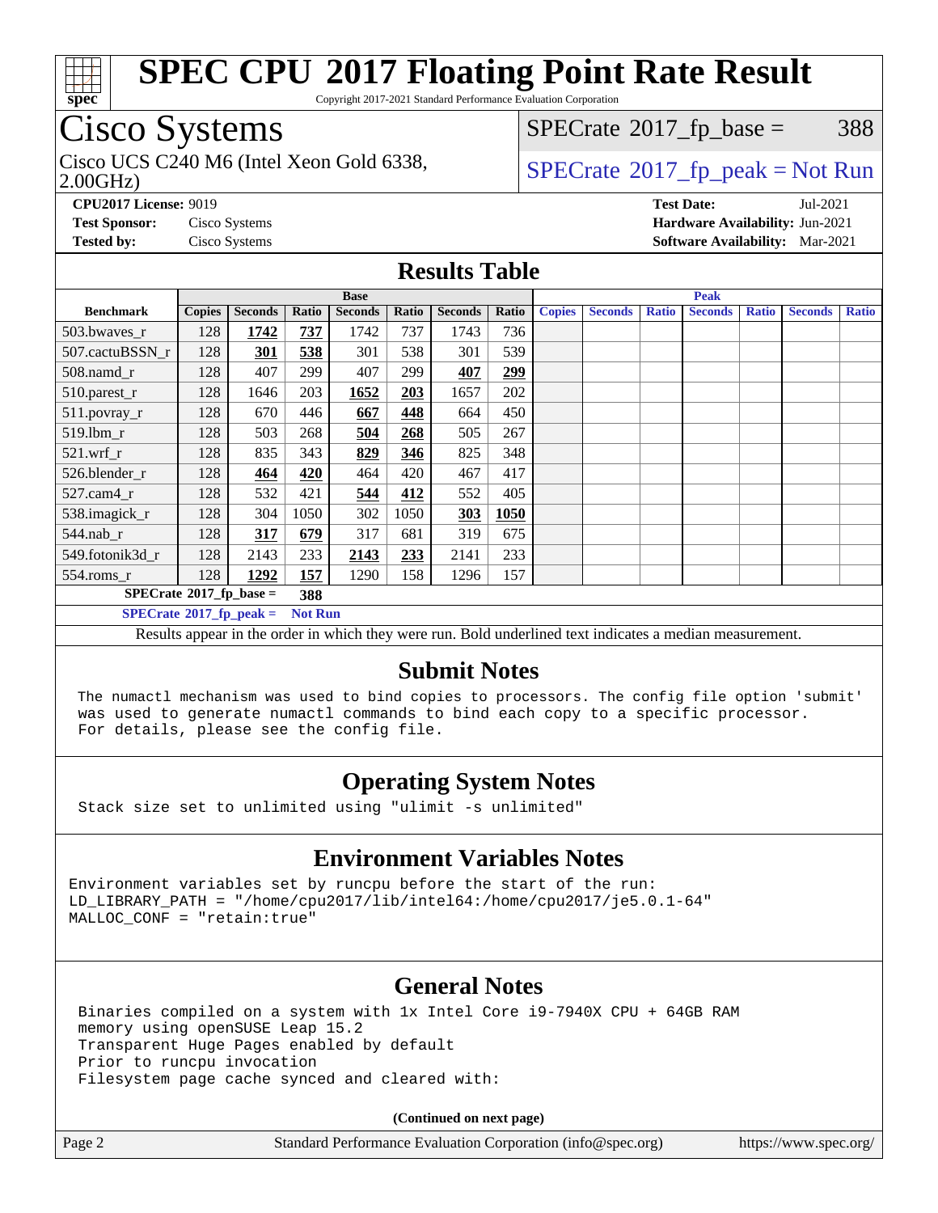# SPEC CPU 2017 Floating Point Rate Result

Copyright 2017-2021 Standard Performance Evaluation Corporation

## Cisco Systems

Cisco UCS C240 M6 (Intel Xeon Gold 6338, 2.00GHz)

SPECrate 2017_fp_base = 388

SPECrate 2017_fp_peak = Not Run

**CPU2017 License:** 9019
**Test Sponsor:** Cisco Systems
**Tested by:** Cisco Systems

**Test Date:** Jul-2021
**Hardware Availability:** Jun-2021
**Software Availability:** Mar-2021

## Results Table

| Benchmark | Base | | | | | | | Peak | | | | | | |
|---|---|---|---|---|---|---|---|---|---|---|---|---|---|---|
| | Copies | Seconds | Ratio | Seconds | Ratio | Seconds | Ratio | Copies | Seconds | Ratio | Seconds | Ratio | Seconds | Ratio |
| 503.bwaves_r | 128 | **1742** | **737** | 1742 | 737 | 1743 | 736 | | | | | | | |
| 507.cactuBSSN_r | 128 | **301** | **538** | 301 | 538 | 301 | 539 | | | | | | | |
| 508.namd_r | 128 | 407 | 299 | 407 | 299 | **407** | **299** | | | | | | | |
| 510.parest_r | 128 | 1646 | 203 | **1652** | **203** | 1657 | 202 | | | | | | | |
| 511.povray_r | 128 | 670 | 446 | **667** | **448** | 664 | 450 | | | | | | | |
| 519.lbm_r | 128 | 503 | 268 | **504** | **268** | 505 | 267 | | | | | | | |
| 521.wrf_r | 128 | 835 | 343 | **829** | **346** | 825 | 348 | | | | | | | |
| 526.blender_r | 128 | **464** | **420** | 464 | 420 | 467 | 417 | | | | | | | |
| 527.cam4_r | 128 | 532 | 421 | **544** | **412** | 552 | 405 | | | | | | | |
| 538.imagick_r | 128 | 304 | 1050 | 302 | 1050 | **303** | **1050** | | | | | | | |
| 544.nab_r | 128 | **317** | **679** | 317 | 681 | 319 | 675 | | | | | | | |
| 549.fotonik3d_r | 128 | 2143 | 233 | **2143** | **233** | 2141 | 233 | | | | | | | |
| 554.roms_r | 128 | **1292** | **157** | 1290 | 158 | 1296 | 157 | | | | | | | |

SPECrate 2017_fp_base = **388**

SPECrate 2017_fp_peak = **Not Run**

Results appear in the order in which they were run. Bold underlined text indicates a median measurement.

## Submit Notes

```
The numactl mechanism was used to bind copies to processors. The config file option 'submit'
was used to generate numactl commands to bind each copy to a specific processor.
For details, please see the config file.
```

## Operating System Notes

```
Stack size set to unlimited using "ulimit -s unlimited"
```

## Environment Variables Notes

```
Environment variables set by runcpu before the start of the run:
LD_LIBRARY_PATH = "/home/cpu2017/lib/intel64:/home/cpu2017/je5.0.1-64"
MALLOC_CONF = "retain:true"
```

## General Notes

```
Binaries compiled on a system with 1x Intel Core i9-7940X CPU + 64GB RAM
memory using openSUSE Leap 15.2
Transparent Huge Pages enabled by default
Prior to runcpu invocation
Filesystem page cache synced and cleared with:
```

**(Continued on next page)**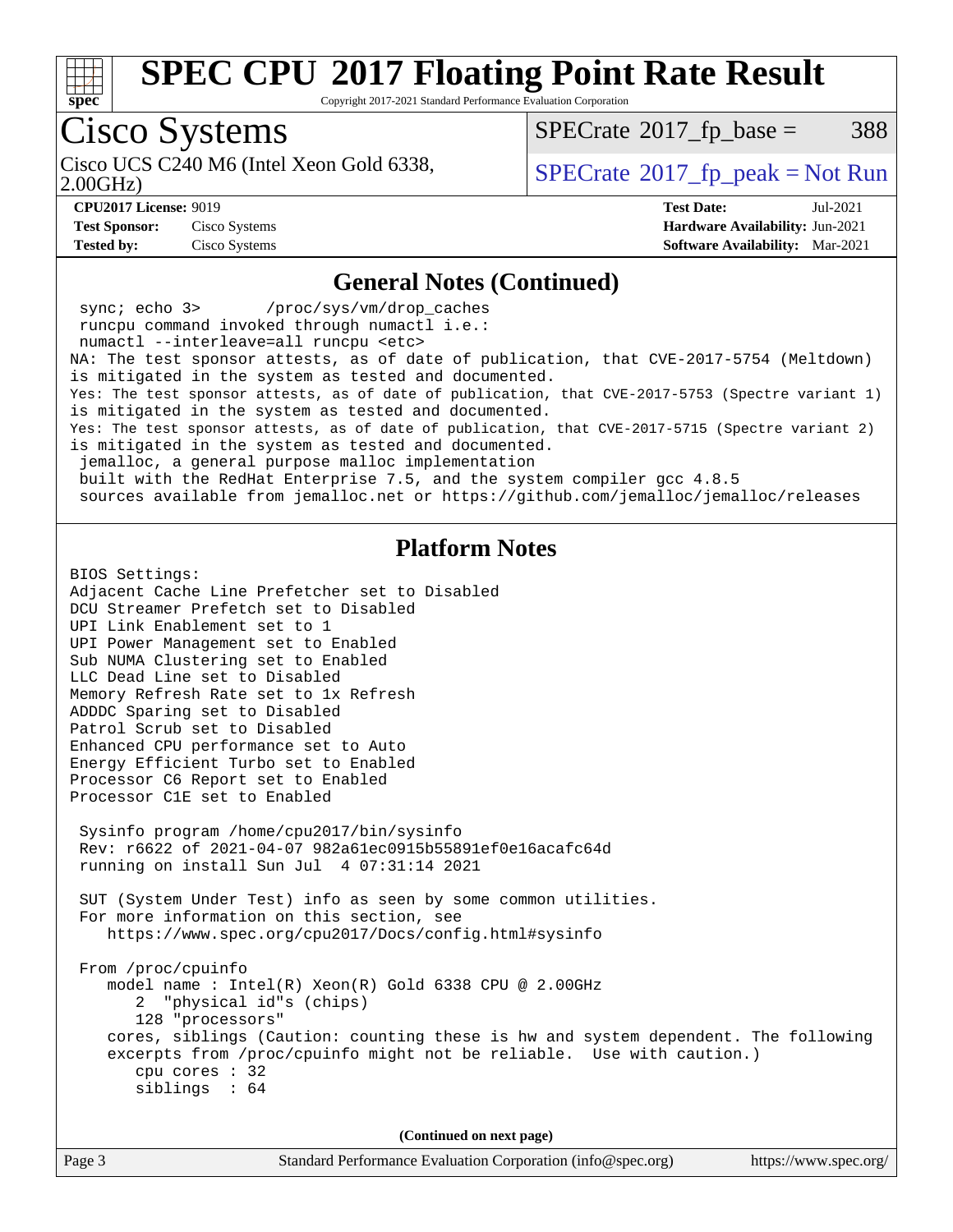# SPEC CPU 2017 Floating Point Rate Result

Copyright 2017-2021 Standard Performance Evaluation Corporation

## Cisco Systems

Cisco UCS C240 M6 (Intel Xeon Gold 6338, 2.00GHz)

SPECrate 2017_fp_base = 388

SPECrate 2017_fp_peak = Not Run

**CPU2017 License:** 9019
**Test Sponsor:** Cisco Systems
**Tested by:** Cisco Systems

**Test Date:** Jul-2021
**Hardware Availability:** Jun-2021
**Software Availability:** Mar-2021

### General Notes (Continued)

```
 sync; echo 3>       /proc/sys/vm/drop_caches
 runcpu command invoked through numactl i.e.:
 numactl --interleave=all runcpu <etc>
NA: The test sponsor attests, as of date of publication, that CVE-2017-5754 (Meltdown)
is mitigated in the system as tested and documented.
Yes: The test sponsor attests, as of date of publication, that CVE-2017-5753 (Spectre variant 1)
is mitigated in the system as tested and documented.
Yes: The test sponsor attests, as of date of publication, that CVE-2017-5715 (Spectre variant 2)
is mitigated in the system as tested and documented.
 jemalloc, a general purpose malloc implementation
 built with the RedHat Enterprise 7.5, and the system compiler gcc 4.8.5
 sources available from jemalloc.net or https://github.com/jemalloc/jemalloc/releases
```

### Platform Notes

```
BIOS Settings:
Adjacent Cache Line Prefetcher set to Disabled
DCU Streamer Prefetch set to Disabled
UPI Link Enablement set to 1
UPI Power Management set to Enabled
Sub NUMA Clustering set to Enabled
LLC Dead Line set to Disabled
Memory Refresh Rate set to 1x Refresh
ADDDC Sparing set to Disabled
Patrol Scrub set to Disabled
Enhanced CPU performance set to Auto
Energy Efficient Turbo set to Enabled
Processor C6 Report set to Enabled
Processor C1E set to Enabled

 Sysinfo program /home/cpu2017/bin/sysinfo
 Rev: r6622 of 2021-04-07 982a61ec0915b55891ef0e16acafc64d
 running on install Sun Jul  4 07:31:14 2021

 SUT (System Under Test) info as seen by some common utilities.
 For more information on this section, see
    https://www.spec.org/cpu2017/Docs/config.html#sysinfo

 From /proc/cpuinfo
    model name : Intel(R) Xeon(R) Gold 6338 CPU @ 2.00GHz
       2  "physical id"s (chips)
       128 "processors"
    cores, siblings (Caution: counting these is hw and system dependent. The following
    excerpts from /proc/cpuinfo might not be reliable.  Use with caution.)
       cpu cores : 32
       siblings  : 64
```

(Continued on next page)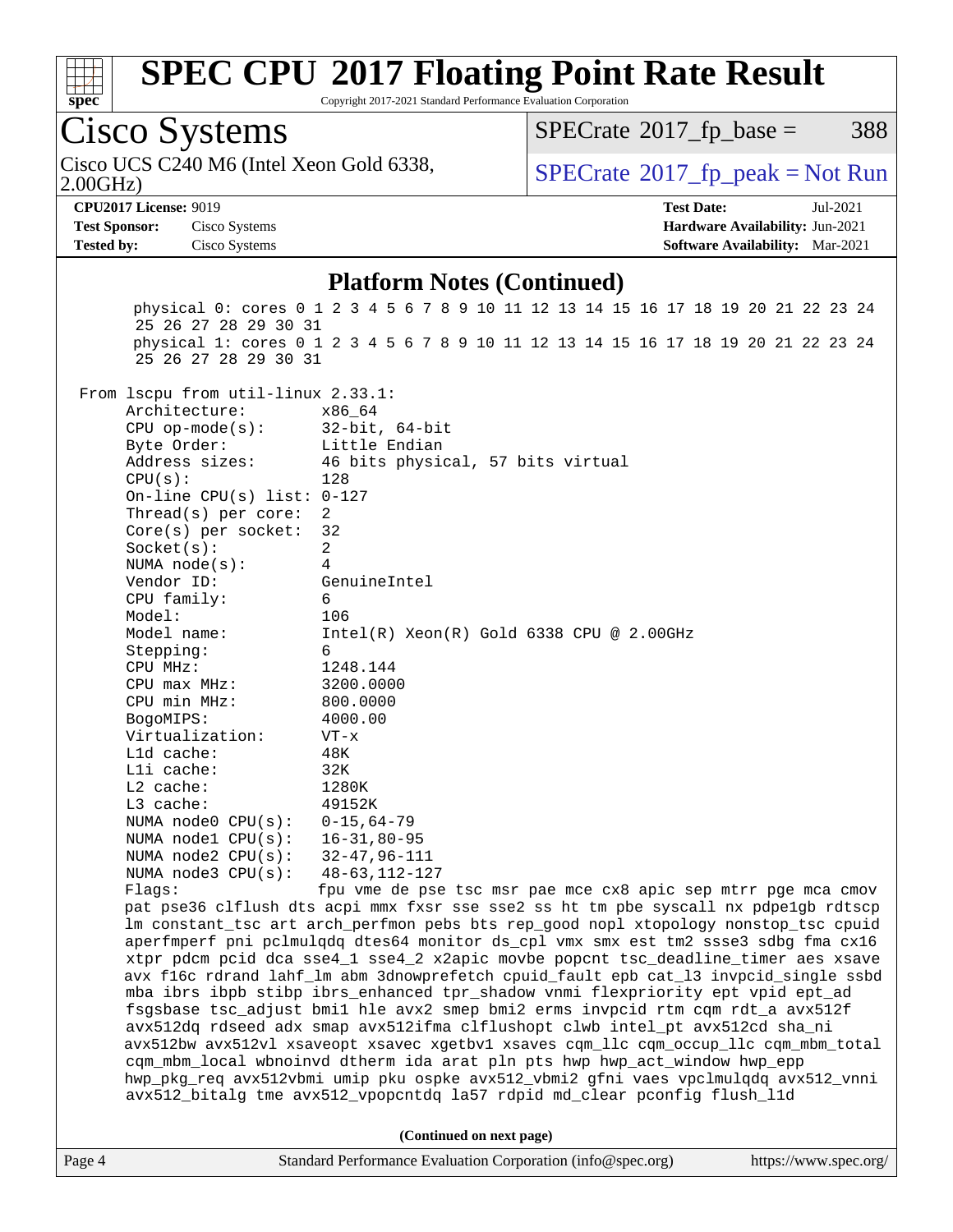# SPEC CPU 2017 Floating Point Rate Result

Copyright 2017-2021 Standard Performance Evaluation Corporation

**Cisco Systems**

Cisco UCS C240 M6 (Intel Xeon Gold 6338, 2.00GHz)

SPECrate 2017_fp_base = 388

SPECrate 2017_fp_peak = Not Run

**CPU2017 License:** 9019
**Test Sponsor:** Cisco Systems
**Tested by:** Cisco Systems

**Test Date:** Jul-2021
**Hardware Availability:** Jun-2021
**Software Availability:** Mar-2021

## Platform Notes (Continued)

```
       physical 0: cores 0 1 2 3 4 5 6 7 8 9 10 11 12 13 14 15 16 17 18 19 20 21 22 23 24
       25 26 27 28 29 30 31
       physical 1: cores 0 1 2 3 4 5 6 7 8 9 10 11 12 13 14 15 16 17 18 19 20 21 22 23 24
       25 26 27 28 29 30 31

 From lscpu from util-linux 2.33.1:
      Architecture:        x86_64
      CPU op-mode(s):      32-bit, 64-bit
      Byte Order:          Little Endian
      Address sizes:       46 bits physical, 57 bits virtual
      CPU(s):              128
      On-line CPU(s) list: 0-127
      Thread(s) per core:  2
      Core(s) per socket:  32
      Socket(s):           2
      NUMA node(s):        4
      Vendor ID:           GenuineIntel
      CPU family:          6
      Model:               106
      Model name:          Intel(R) Xeon(R) Gold 6338 CPU @ 2.00GHz
      Stepping:            6
      CPU MHz:             1248.144
      CPU max MHz:         3200.0000
      CPU min MHz:         800.0000
      BogoMIPS:            4000.00
      Virtualization:      VT-x
      L1d cache:           48K
      L1i cache:           32K
      L2 cache:            1280K
      L3 cache:            49152K
      NUMA node0 CPU(s):   0-15,64-79
      NUMA node1 CPU(s):   16-31,80-95
      NUMA node2 CPU(s):   32-47,96-111
      NUMA node3 CPU(s):   48-63,112-127
      Flags:               fpu vme de pse tsc msr pae mce cx8 apic sep mtrr pge mca cmov
      pat pse36 clflush dts acpi mmx fxsr sse sse2 ss ht tm pbe syscall nx pdpe1gb rdtscp
      lm constant_tsc art arch_perfmon pebs bts rep_good nopl xtopology nonstop_tsc cpuid
      aperfmperf pni pclmulqdq dtes64 monitor ds_cpl vmx smx est tm2 ssse3 sdbg fma cx16
      xtpr pdcm pcid dca sse4_1 sse4_2 x2apic movbe popcnt tsc_deadline_timer aes xsave
      avx f16c rdrand lahf_lm abm 3dnowprefetch cpuid_fault epb cat_l3 invpcid_single ssbd
      mba ibrs ibpb stibp ibrs_enhanced tpr_shadow vnmi flexpriority ept vpid ept_ad
      fsgsbase tsc_adjust bmi1 hle avx2 smep bmi2 erms invpcid rtm cqm rdt_a avx512f
      avx512dq rdseed adx smap avx512ifma clflushopt clwb intel_pt avx512cd sha_ni
      avx512bw avx512vl xsaveopt xsavec xgetbv1 xsaves cqm_llc cqm_occup_llc cqm_mbm_total
      cqm_mbm_local wbnoinvd dtherm ida arat pln pts hwp hwp_act_window hwp_epp
      hwp_pkg_req avx512vbmi umip pku ospke avx512_vbmi2 gfni vaes vpclmulqdq avx512_vnni
      avx512_bitalg tme avx512_vpopcntdq la57 rdpid md_clear pconfig flush_l1d
```

(Continued on next page)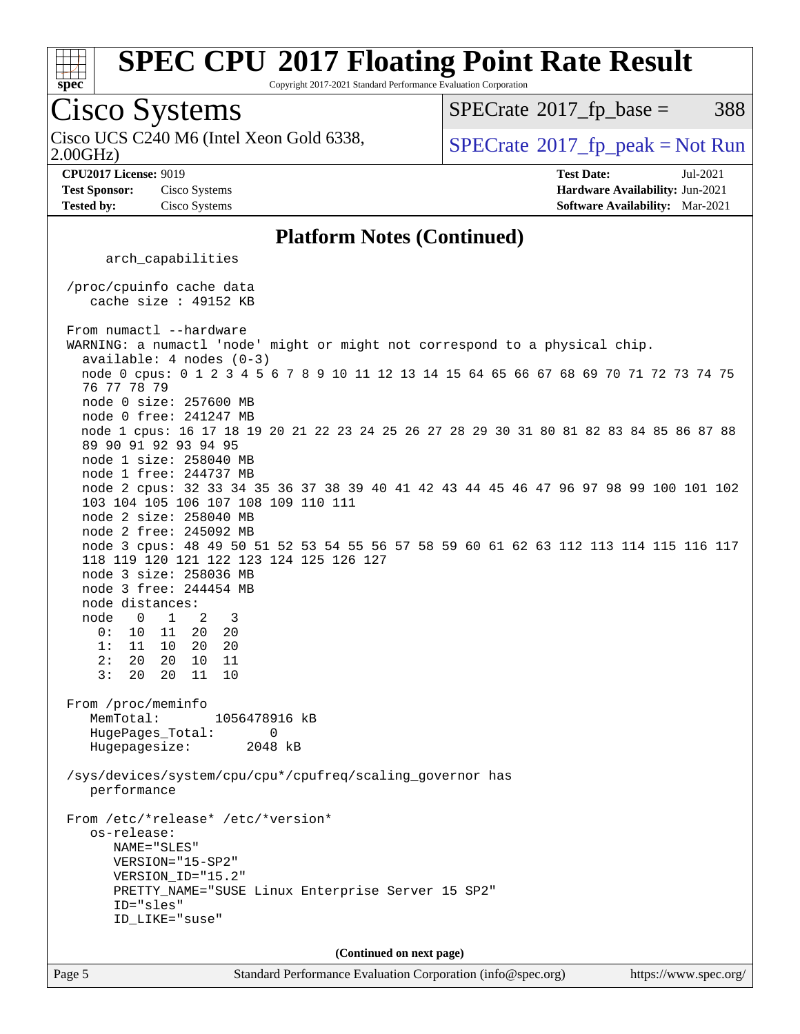## Platform Notes (Continued)

```
      arch_capabilities

 /proc/cpuinfo cache data
    cache size : 49152 KB

 From numactl --hardware
 WARNING: a numactl 'node' might or might not correspond to a physical chip.
   available: 4 nodes (0-3)
   node 0 cpus: 0 1 2 3 4 5 6 7 8 9 10 11 12 13 14 15 64 65 66 67 68 69 70 71 72 73 74 75
   76 77 78 79
   node 0 size: 257600 MB
   node 0 free: 241247 MB
   node 1 cpus: 16 17 18 19 20 21 22 23 24 25 26 27 28 29 30 31 80 81 82 83 84 85 86 87 88
   89 90 91 92 93 94 95
   node 1 size: 258040 MB
   node 1 free: 244737 MB
   node 2 cpus: 32 33 34 35 36 37 38 39 40 41 42 43 44 45 46 47 96 97 98 99 100 101 102
   103 104 105 106 107 108 109 110 111
   node 2 size: 258040 MB
   node 2 free: 245092 MB
   node 3 cpus: 48 49 50 51 52 53 54 55 56 57 58 59 60 61 62 63 112 113 114 115 116 117
   118 119 120 121 122 123 124 125 126 127
   node 3 size: 258036 MB
   node 3 free: 244454 MB
   node distances:
   node   0   1   2   3
     0:  10  11  20  20
     1:  11  10  20  20
     2:  20  20  10  11
     3:  20  20  11  10

 From /proc/meminfo
    MemTotal:       1056478916 kB
    HugePages_Total:       0
    Hugepagesize:       2048 kB

 /sys/devices/system/cpu/cpu*/cpufreq/scaling_governor has
    performance

 From /etc/*release* /etc/*version*
    os-release:
       NAME="SLES"
       VERSION="15-SP2"
       VERSION_ID="15.2"
       PRETTY_NAME="SUSE Linux Enterprise Server 15 SP2"
       ID="sles"
       ID_LIKE="suse"
```

**(Continued on next page)**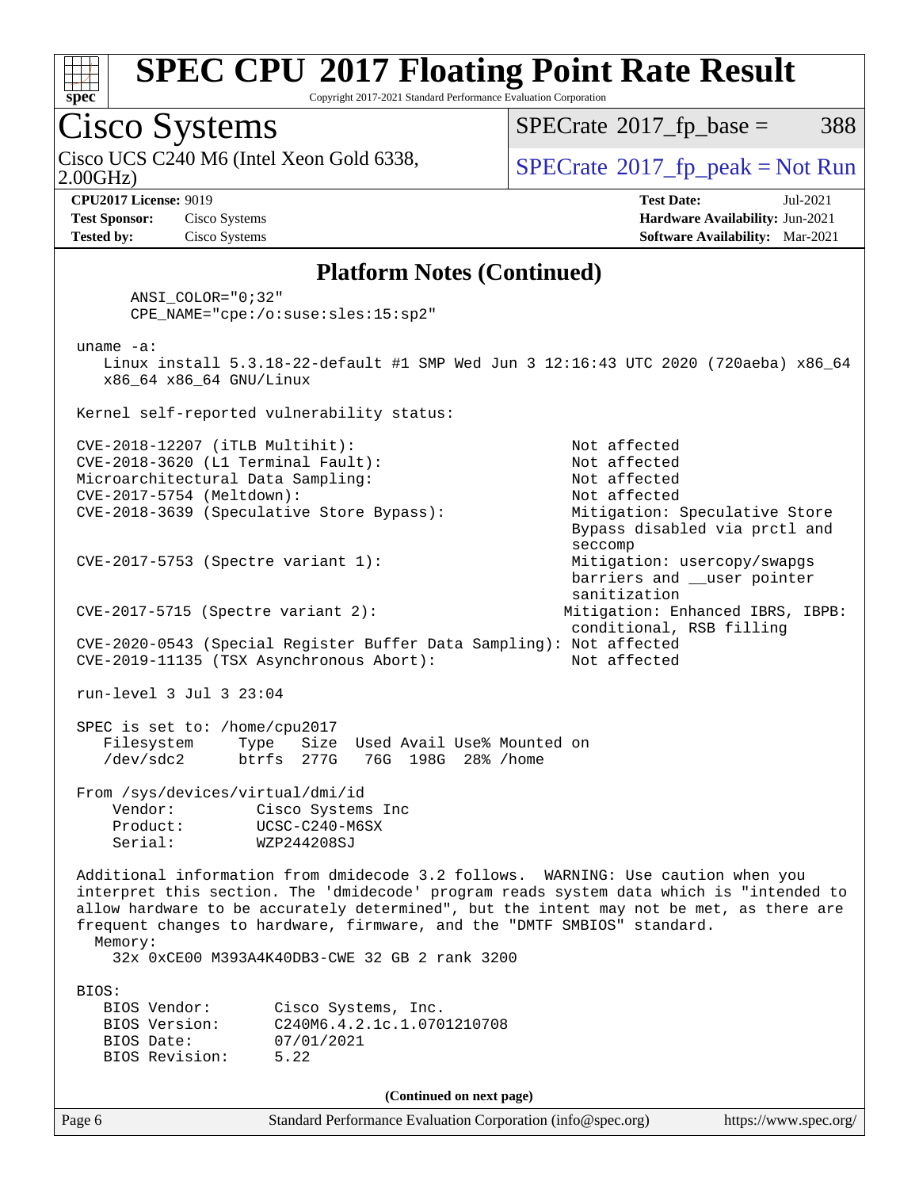## Platform Notes (Continued)

```
      ANSI_COLOR="0;32"
      CPE_NAME="cpe:/o:suse:sles:15:sp2"

 uname -a:
    Linux install 5.3.18-22-default #1 SMP Wed Jun 3 12:16:43 UTC 2020 (720aeba) x86_64
    x86_64 x86_64 GNU/Linux

 Kernel self-reported vulnerability status:

 CVE-2018-12207 (iTLB Multihit):                              Not affected
 CVE-2018-3620 (L1 Terminal Fault):                           Not affected
 Microarchitectural Data Sampling:                            Not affected
 CVE-2017-5754 (Meltdown):                                    Not affected
 CVE-2018-3639 (Speculative Store Bypass):                    Mitigation: Speculative Store
                                                              Bypass disabled via prctl and
                                                              seccomp
 CVE-2017-5753 (Spectre variant 1):                           Mitigation: usercopy/swapgs
                                                              barriers and __user pointer
                                                              sanitization
 CVE-2017-5715 (Spectre variant 2):                           Mitigation: Enhanced IBRS, IBPB:
                                                              conditional, RSB filling
 CVE-2020-0543 (Special Register Buffer Data Sampling): Not affected
 CVE-2019-11135 (TSX Asynchronous Abort):                     Not affected

 run-level 3 Jul 3 23:04

 SPEC is set to: /home/cpu2017
    Filesystem     Type   Size  Used Avail Use% Mounted on
    /dev/sdc2      btrfs  277G   76G  198G  28% /home

 From /sys/devices/virtual/dmi/id
     Vendor:         Cisco Systems Inc
     Product:        UCSC-C240-M6SX
     Serial:         WZP244208SJ

 Additional information from dmidecode 3.2 follows.  WARNING: Use caution when you
 interpret this section. The 'dmidecode' program reads system data which is "intended to
 allow hardware to be accurately determined", but the intent may not be met, as there are
 frequent changes to hardware, firmware, and the "DMTF SMBIOS" standard.
   Memory:
     32x 0xCE00 M393A4K40DB3-CWE 32 GB 2 rank 3200

 BIOS:
    BIOS Vendor:       Cisco Systems, Inc.
    BIOS Version:      C240M6.4.2.1c.1.0701210708
    BIOS Date:         07/01/2021
    BIOS Revision:     5.22
```

(Continued on next page)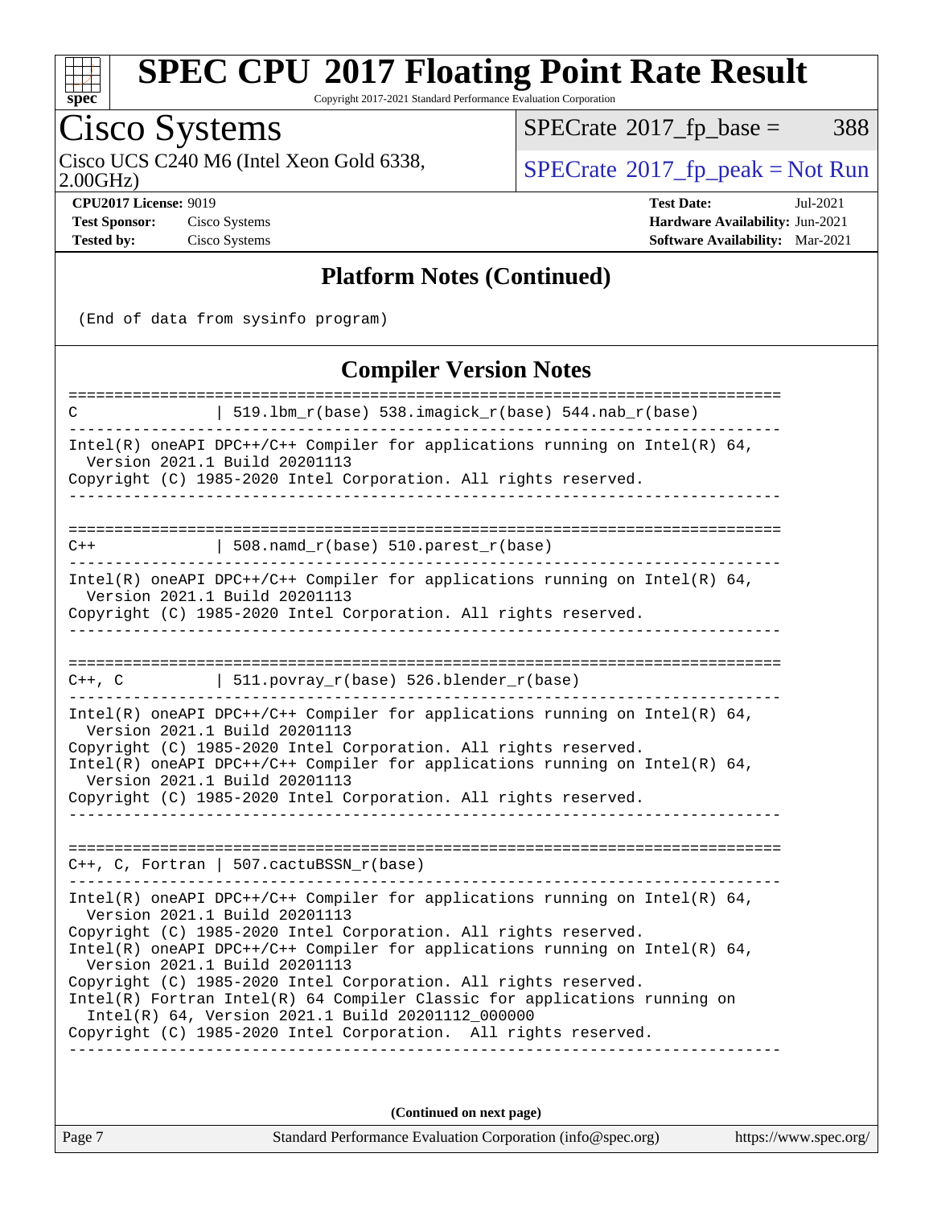## Platform Notes (Continued)

```
(End of data from sysinfo program)
```

## Compiler Version Notes

```
==============================================================================
C              | 519.lbm_r(base) 538.imagick_r(base) 544.nab_r(base)
------------------------------------------------------------------------------
Intel(R) oneAPI DPC++/C++ Compiler for applications running on Intel(R) 64,
  Version 2021.1 Build 20201113
Copyright (C) 1985-2020 Intel Corporation. All rights reserved.
------------------------------------------------------------------------------

==============================================================================
C++            | 508.namd_r(base) 510.parest_r(base)
------------------------------------------------------------------------------
Intel(R) oneAPI DPC++/C++ Compiler for applications running on Intel(R) 64,
  Version 2021.1 Build 20201113
Copyright (C) 1985-2020 Intel Corporation. All rights reserved.
------------------------------------------------------------------------------

==============================================================================
C++, C         | 511.povray_r(base) 526.blender_r(base)
------------------------------------------------------------------------------
Intel(R) oneAPI DPC++/C++ Compiler for applications running on Intel(R) 64,
  Version 2021.1 Build 20201113
Copyright (C) 1985-2020 Intel Corporation. All rights reserved.
Intel(R) oneAPI DPC++/C++ Compiler for applications running on Intel(R) 64,
  Version 2021.1 Build 20201113
Copyright (C) 1985-2020 Intel Corporation. All rights reserved.
------------------------------------------------------------------------------

==============================================================================
C++, C, Fortran | 507.cactuBSSN_r(base)
------------------------------------------------------------------------------
Intel(R) oneAPI DPC++/C++ Compiler for applications running on Intel(R) 64,
  Version 2021.1 Build 20201113
Copyright (C) 1985-2020 Intel Corporation. All rights reserved.
Intel(R) oneAPI DPC++/C++ Compiler for applications running on Intel(R) 64,
  Version 2021.1 Build 20201113
Copyright (C) 1985-2020 Intel Corporation. All rights reserved.
Intel(R) Fortran Intel(R) 64 Compiler Classic for applications running on
  Intel(R) 64, Version 2021.1 Build 20201112_000000
Copyright (C) 1985-2020 Intel Corporation.  All rights reserved.
------------------------------------------------------------------------------
```

**(Continued on next page)**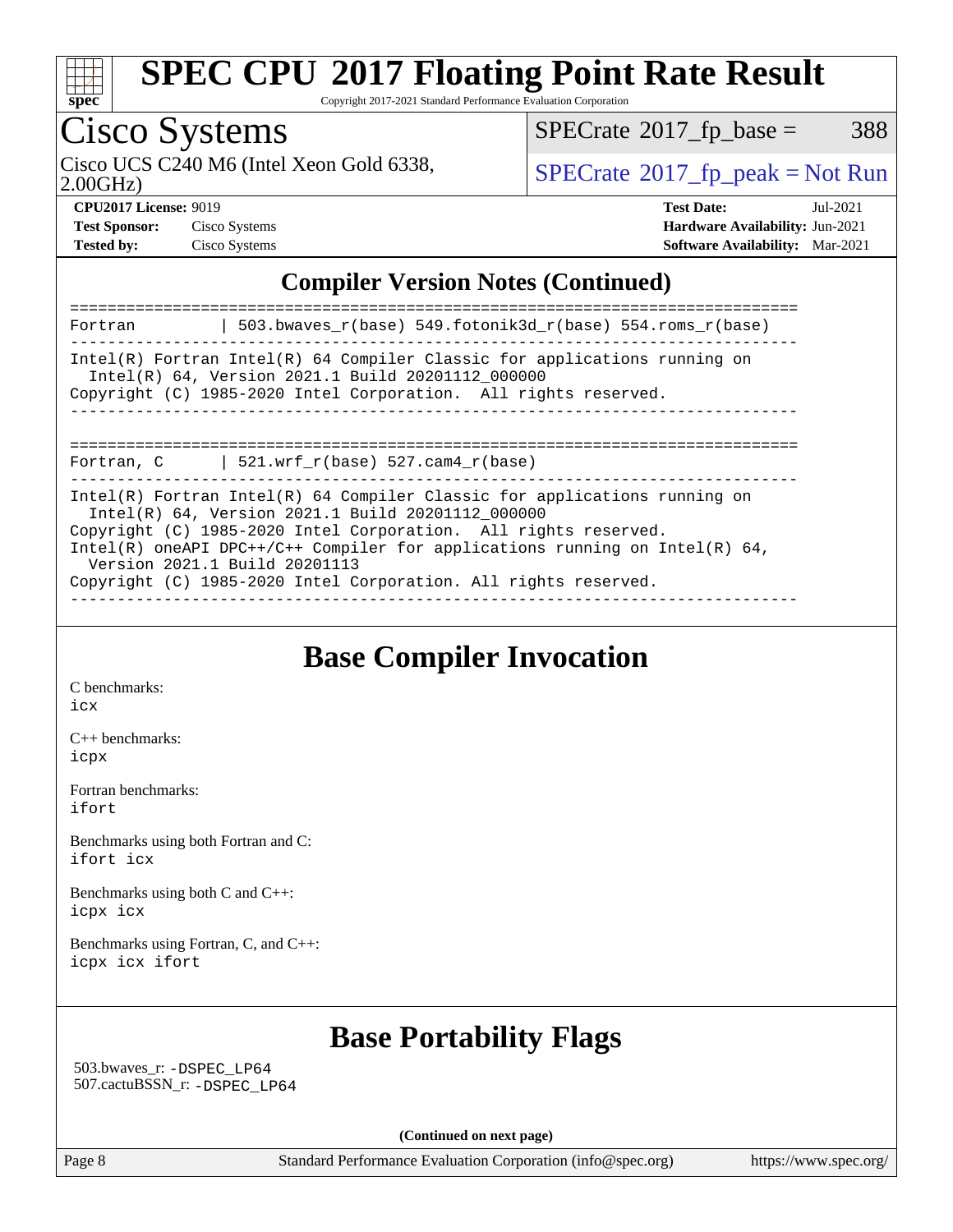## Compiler Version Notes (Continued)

```
==============================================================================
Fortran         | 503.bwaves_r(base) 549.fotonik3d_r(base) 554.roms_r(base)
------------------------------------------------------------------------------
Intel(R) Fortran Intel(R) 64 Compiler Classic for applications running on
  Intel(R) 64, Version 2021.1 Build 20201112_000000
Copyright (C) 1985-2020 Intel Corporation.  All rights reserved.
------------------------------------------------------------------------------

==============================================================================
Fortran, C      | 521.wrf_r(base) 527.cam4_r(base)
------------------------------------------------------------------------------
Intel(R) Fortran Intel(R) 64 Compiler Classic for applications running on
  Intel(R) 64, Version 2021.1 Build 20201112_000000
Copyright (C) 1985-2020 Intel Corporation.  All rights reserved.
Intel(R) oneAPI DPC++/C++ Compiler for applications running on Intel(R) 64,
  Version 2021.1 Build 20201113
Copyright (C) 1985-2020 Intel Corporation. All rights reserved.
------------------------------------------------------------------------------
```

## Base Compiler Invocation

C benchmarks:
icx

C++ benchmarks:
icpx

Fortran benchmarks:
ifort

Benchmarks using both Fortran and C:
ifort icx

Benchmarks using both C and C++:
icpx icx

Benchmarks using Fortran, C, and C++:
icpx icx ifort

## Base Portability Flags

503.bwaves_r: -DSPEC_LP64
507.cactuBSSN_r: -DSPEC_LP64

(Continued on next page)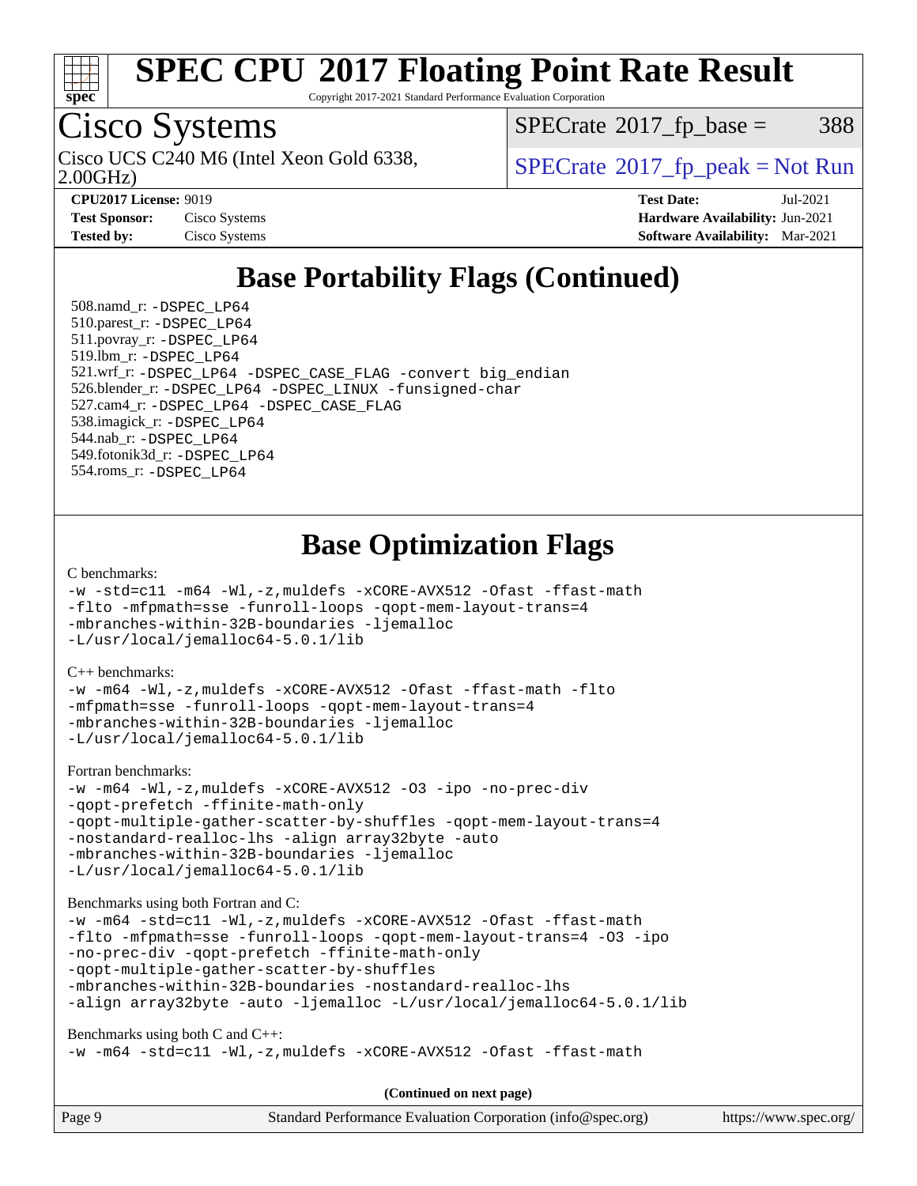# SPEC CPU 2017 Floating Point Rate Result

Copyright 2017-2021 Standard Performance Evaluation Corporation

## Cisco Systems

Cisco UCS C240 M6 (Intel Xeon Gold 6338, 2.00GHz)

SPECrate 2017_fp_base = 388

SPECrate 2017_fp_peak = Not Run

**CPU2017 License:** 9019
**Test Sponsor:** Cisco Systems
**Tested by:** Cisco Systems

**Test Date:** Jul-2021
**Hardware Availability:** Jun-2021
**Software Availability:** Mar-2021

## Base Portability Flags (Continued)

508.namd_r: -DSPEC_LP64
510.parest_r: -DSPEC_LP64
511.povray_r: -DSPEC_LP64
519.lbm_r: -DSPEC_LP64
521.wrf_r: -DSPEC_LP64 -DSPEC_CASE_FLAG -convert big_endian
526.blender_r: -DSPEC_LP64 -DSPEC_LINUX -funsigned-char
527.cam4_r: -DSPEC_LP64 -DSPEC_CASE_FLAG
538.imagick_r: -DSPEC_LP64
544.nab_r: -DSPEC_LP64
549.fotonik3d_r: -DSPEC_LP64
554.roms_r: -DSPEC_LP64

## Base Optimization Flags

C benchmarks:

```
-w -std=c11 -m64 -Wl,-z,muldefs -xCORE-AVX512 -Ofast -ffast-math
-flto -mfpmath=sse -funroll-loops -qopt-mem-layout-trans=4
-mbranches-within-32B-boundaries -ljemalloc
-L/usr/local/jemalloc64-5.0.1/lib
```

C++ benchmarks:

```
-w -m64 -Wl,-z,muldefs -xCORE-AVX512 -Ofast -ffast-math -flto
-mfpmath=sse -funroll-loops -qopt-mem-layout-trans=4
-mbranches-within-32B-boundaries -ljemalloc
-L/usr/local/jemalloc64-5.0.1/lib
```

Fortran benchmarks:

```
-w -m64 -Wl,-z,muldefs -xCORE-AVX512 -O3 -ipo -no-prec-div
-qopt-prefetch -ffinite-math-only
-qopt-multiple-gather-scatter-by-shuffles -qopt-mem-layout-trans=4
-nostandard-realloc-lhs -align array32byte -auto
-mbranches-within-32B-boundaries -ljemalloc
-L/usr/local/jemalloc64-5.0.1/lib
```

Benchmarks using both Fortran and C:

```
-w -m64 -std=c11 -Wl,-z,muldefs -xCORE-AVX512 -Ofast -ffast-math
-flto -mfpmath=sse -funroll-loops -qopt-mem-layout-trans=4 -O3 -ipo
-no-prec-div -qopt-prefetch -ffinite-math-only
-qopt-multiple-gather-scatter-by-shuffles
-mbranches-within-32B-boundaries -nostandard-realloc-lhs
-align array32byte -auto -ljemalloc -L/usr/local/jemalloc64-5.0.1/lib
```

Benchmarks using both C and C++:

```
-w -m64 -std=c11 -Wl,-z,muldefs -xCORE-AVX512 -Ofast -ffast-math
```

**(Continued on next page)**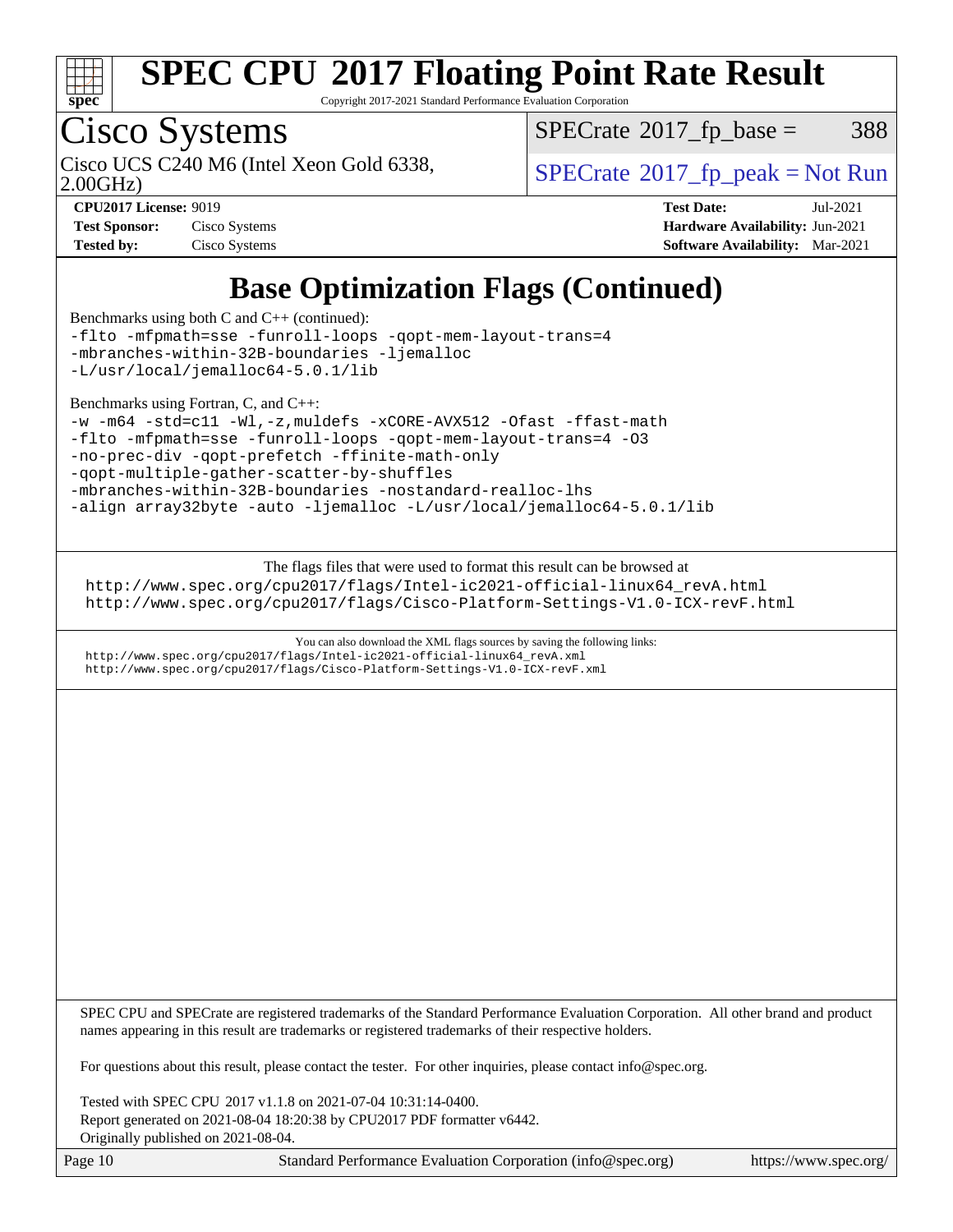# Base Optimization Flags (Continued)

Benchmarks using both C and C++ (continued):

```
-flto -mfpmath=sse -funroll-loops -qopt-mem-layout-trans=4
-mbranches-within-32B-boundaries -ljemalloc
-L/usr/local/jemalloc64-5.0.1/lib
```

Benchmarks using Fortran, C, and C++:

```
-w -m64 -std=c11 -Wl,-z,muldefs -xCORE-AVX512 -Ofast -ffast-math
-flto -mfpmath=sse -funroll-loops -qopt-mem-layout-trans=4 -O3
-no-prec-div -qopt-prefetch -ffinite-math-only
-qopt-multiple-gather-scatter-by-shuffles
-mbranches-within-32B-boundaries -nostandard-realloc-lhs
-align array32byte -auto -ljemalloc -L/usr/local/jemalloc64-5.0.1/lib
```

The flags files that were used to format this result can be browsed at

http://www.spec.org/cpu2017/flags/Intel-ic2021-official-linux64_revA.html
http://www.spec.org/cpu2017/flags/Cisco-Platform-Settings-V1.0-ICX-revF.html

You can also download the XML flags sources by saving the following links:

http://www.spec.org/cpu2017/flags/Intel-ic2021-official-linux64_revA.xml
http://www.spec.org/cpu2017/flags/Cisco-Platform-Settings-V1.0-ICX-revF.xml

SPEC CPU and SPECrate are registered trademarks of the Standard Performance Evaluation Corporation. All other brand and product names appearing in this result are trademarks or registered trademarks of their respective holders.

For questions about this result, please contact the tester. For other inquiries, please contact info@spec.org.

Tested with SPEC CPU 2017 v1.1.8 on 2021-07-04 10:31:14-0400.
Report generated on 2021-08-04 18:20:38 by CPU2017 PDF formatter v6442.
Originally published on 2021-08-04.